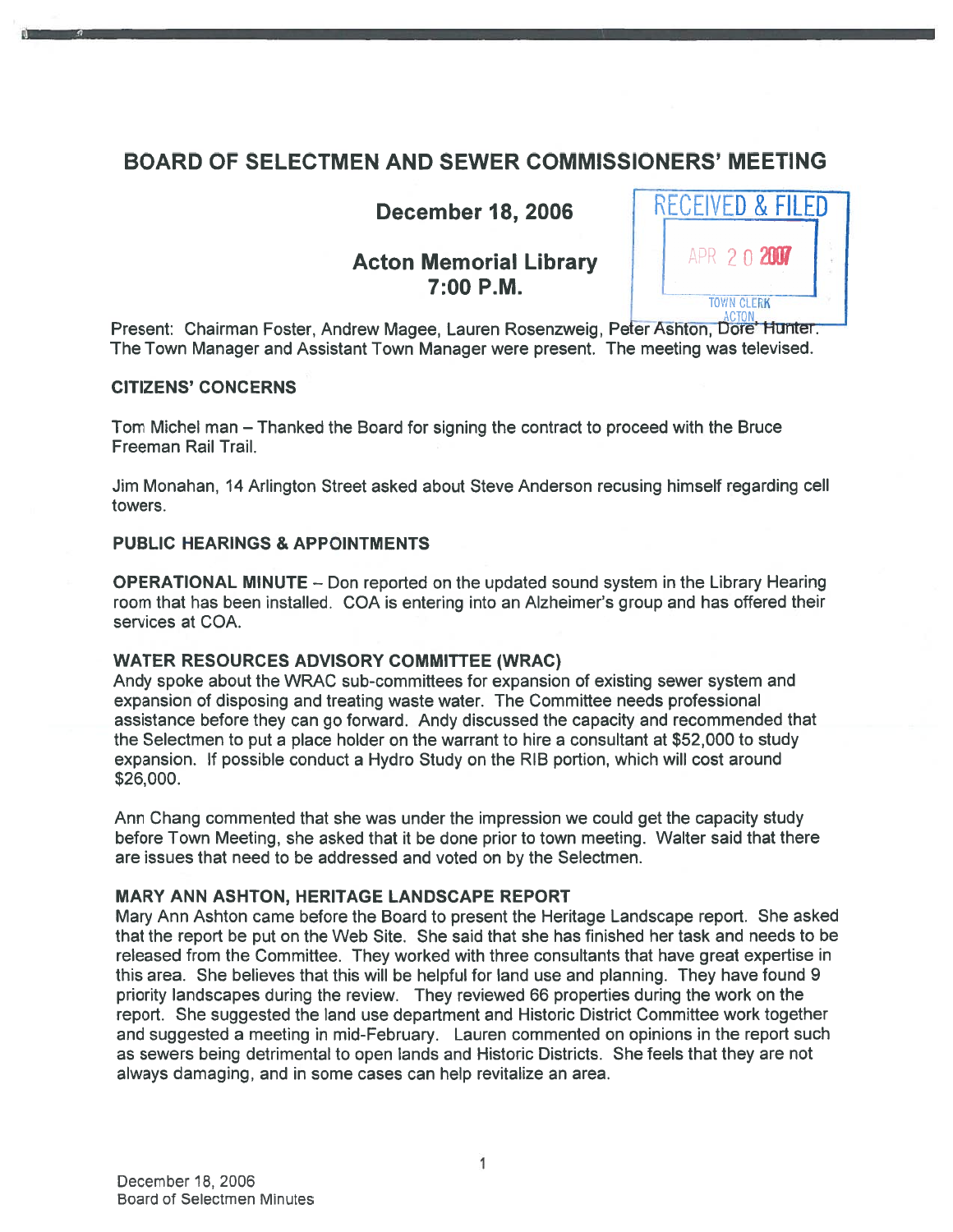# BOARD OF SELECTMEN AND SEWER COMMISSIONERS' MEETING

## December 18, 2006

## Acton Memorial Library
## 7:00 P.M.

RECEIVED & FILED
APR 20 2007
TOWN CLERK
ACTON

Present: Chairman Foster, Andrew Magee, Lauren Rosenzweig, Peter Ashton, Dore' Hunter. The Town Manager and Assistant Town Manager were present. The meeting was televised.

### CITIZENS' CONCERNS

Tom Michel man – Thanked the Board for signing the contract to proceed with the Bruce Freeman Rail Trail.

Jim Monahan, 14 Arlington Street asked about Steve Anderson recusing himself regarding cell towers.

### PUBLIC HEARINGS & APPOINTMENTS

**OPERATIONAL MINUTE** – Don reported on the updated sound system in the Library Hearing room that has been installed. COA is entering into an Alzheimer's group and has offered their services at COA.

### WATER RESOURCES ADVISORY COMMITTEE (WRAC)

Andy spoke about the WRAC sub-committees for expansion of existing sewer system and expansion of disposing and treating waste water. The Committee needs professional assistance before they can go forward. Andy discussed the capacity and recommended that the Selectmen to put a place holder on the warrant to hire a consultant at $52,000 to study expansion. If possible conduct a Hydro Study on the RIB portion, which will cost around $26,000.

Ann Chang commented that she was under the impression we could get the capacity study before Town Meeting, she asked that it be done prior to town meeting. Walter said that there are issues that need to be addressed and voted on by the Selectmen.

### MARY ANN ASHTON, HERITAGE LANDSCAPE REPORT

Mary Ann Ashton came before the Board to present the Heritage Landscape report. She asked that the report be put on the Web Site. She said that she has finished her task and needs to be released from the Committee. They worked with three consultants that have great expertise in this area. She believes that this will be helpful for land use and planning. They have found 9 priority landscapes during the review. They reviewed 66 properties during the work on the report. She suggested the land use department and Historic District Committee work together and suggested a meeting in mid-February. Lauren commented on opinions in the report such as sewers being detrimental to open lands and Historic Districts. She feels that they are not always damaging, and in some cases can help revitalize an area.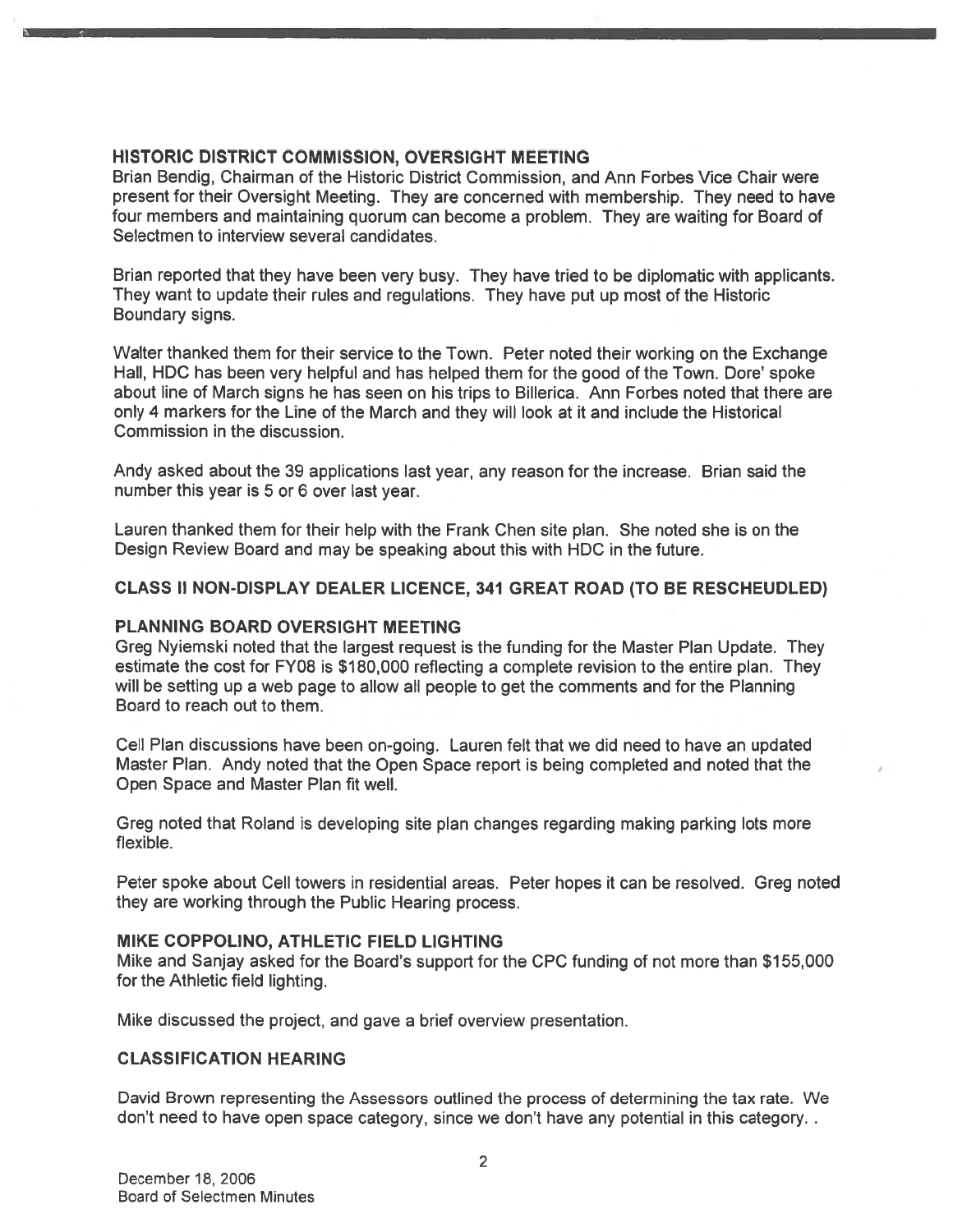## HISTORIC DISTRICT COMMISSION, OVERSIGHT MEETING

Brian Bendig, Chairman of the Historic District Commission, and Ann Forbes Vice Chair were present for their Oversight Meeting. They are concerned with membership. They need to have four members and maintaining quorum can become a problem. They are waiting for Board of Selectmen to interview several candidates.

Brian reported that they have been very busy. They have tried to be diplomatic with applicants. They want to update their rules and regulations. They have put up most of the Historic Boundary signs.

Walter thanked them for their service to the Town. Peter noted their working on the Exchange Hall, HDC has been very helpful and has helped them for the good of the Town. Dore' spoke about line of March signs he has seen on his trips to Billerica. Ann Forbes noted that there are only 4 markers for the Line of the March and they will look at it and include the Historical Commission in the discussion.

Andy asked about the 39 applications last year, any reason for the increase. Brian said the number this year is 5 or 6 over last year.

Lauren thanked them for their help with the Frank Chen site plan. She noted she is on the Design Review Board and may be speaking about this with HDC in the future.

## CLASS II NON-DISPLAY DEALER LICENCE, 341 GREAT ROAD (TO BE RESCHEUDLED)

## PLANNING BOARD OVERSIGHT MEETING

Greg Nyiemski noted that the largest request is the funding for the Master Plan Update. They estimate the cost for FY08 is $180,000 reflecting a complete revision to the entire plan. They will be setting up a web page to allow all people to get the comments and for the Planning Board to reach out to them.

Cell Plan discussions have been on-going. Lauren felt that we did need to have an updated Master Plan. Andy noted that the Open Space report is being completed and noted that the Open Space and Master Plan fit well.

Greg noted that Roland is developing site plan changes regarding making parking lots more flexible.

Peter spoke about Cell towers in residential areas. Peter hopes it can be resolved. Greg noted they are working through the Public Hearing process.

## MIKE COPPOLINO, ATHLETIC FIELD LIGHTING

Mike and Sanjay asked for the Board's support for the CPC funding of not more than $155,000 for the Athletic field lighting.

Mike discussed the project, and gave a brief overview presentation.

## CLASSIFICATION HEARING

David Brown representing the Assessors outlined the process of determining the tax rate. We don't need to have open space category, since we don't have any potential in this category. .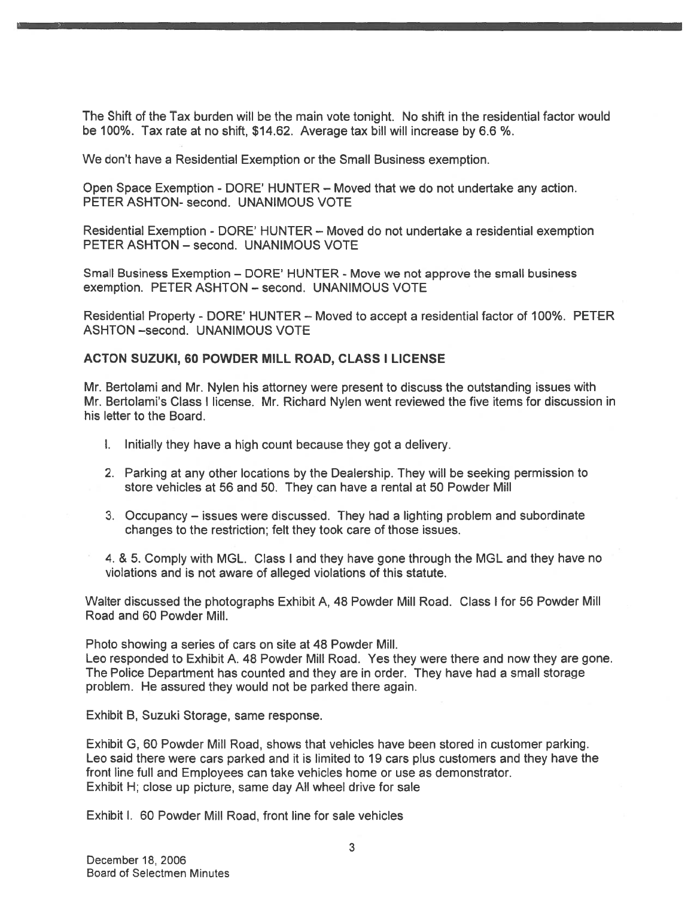The Shift of the Tax burden will be the main vote tonight. No shift in the residential factor would be 100%. Tax rate at no shift, $14.62. Average tax bill will increase by 6.6 %.

We don't have a Residential Exemption or the Small Business exemption.

Open Space Exemption - DORE' HUNTER – Moved that we do not undertake any action. PETER ASHTON- second. UNANIMOUS VOTE

Residential Exemption - DORE' HUNTER – Moved do not undertake a residential exemption PETER ASHTON – second. UNANIMOUS VOTE

Small Business Exemption – DORE' HUNTER - Move we not approve the small business exemption. PETER ASHTON – second. UNANIMOUS VOTE

Residential Property - DORE' HUNTER – Moved to accept a residential factor of 100%. PETER ASHTON –second. UNANIMOUS VOTE

**ACTON SUZUKI, 60 POWDER MILL ROAD, CLASS I LICENSE**

Mr. Bertolami and Mr. Nylen his attorney were present to discuss the outstanding issues with Mr. Bertolami's Class I license. Mr. Richard Nylen went reviewed the five items for discussion in his letter to the Board.

1. Initially they have a high count because they got a delivery.

2. Parking at any other locations by the Dealership. They will be seeking permission to store vehicles at 56 and 50. They can have a rental at 50 Powder Mill

3. Occupancy – issues were discussed. They had a lighting problem and subordinate changes to the restriction; felt they took care of those issues.

4. & 5. Comply with MGL. Class I and they have gone through the MGL and they have no violations and is not aware of alleged violations of this statute.

Walter discussed the photographs Exhibit A, 48 Powder Mill Road. Class I for 56 Powder Mill Road and 60 Powder Mill.

Photo showing a series of cars on site at 48 Powder Mill.
Leo responded to Exhibit A. 48 Powder Mill Road. Yes they were there and now they are gone. The Police Department has counted and they are in order. They have had a small storage problem. He assured they would not be parked there again.

Exhibit B, Suzuki Storage, same response.

Exhibit G, 60 Powder Mill Road, shows that vehicles have been stored in customer parking. Leo said there were cars parked and it is limited to 19 cars plus customers and they have the front line full and Employees can take vehicles home or use as demonstrator.
Exhibit H; close up picture, same day All wheel drive for sale

Exhibit I. 60 Powder Mill Road, front line for sale vehicles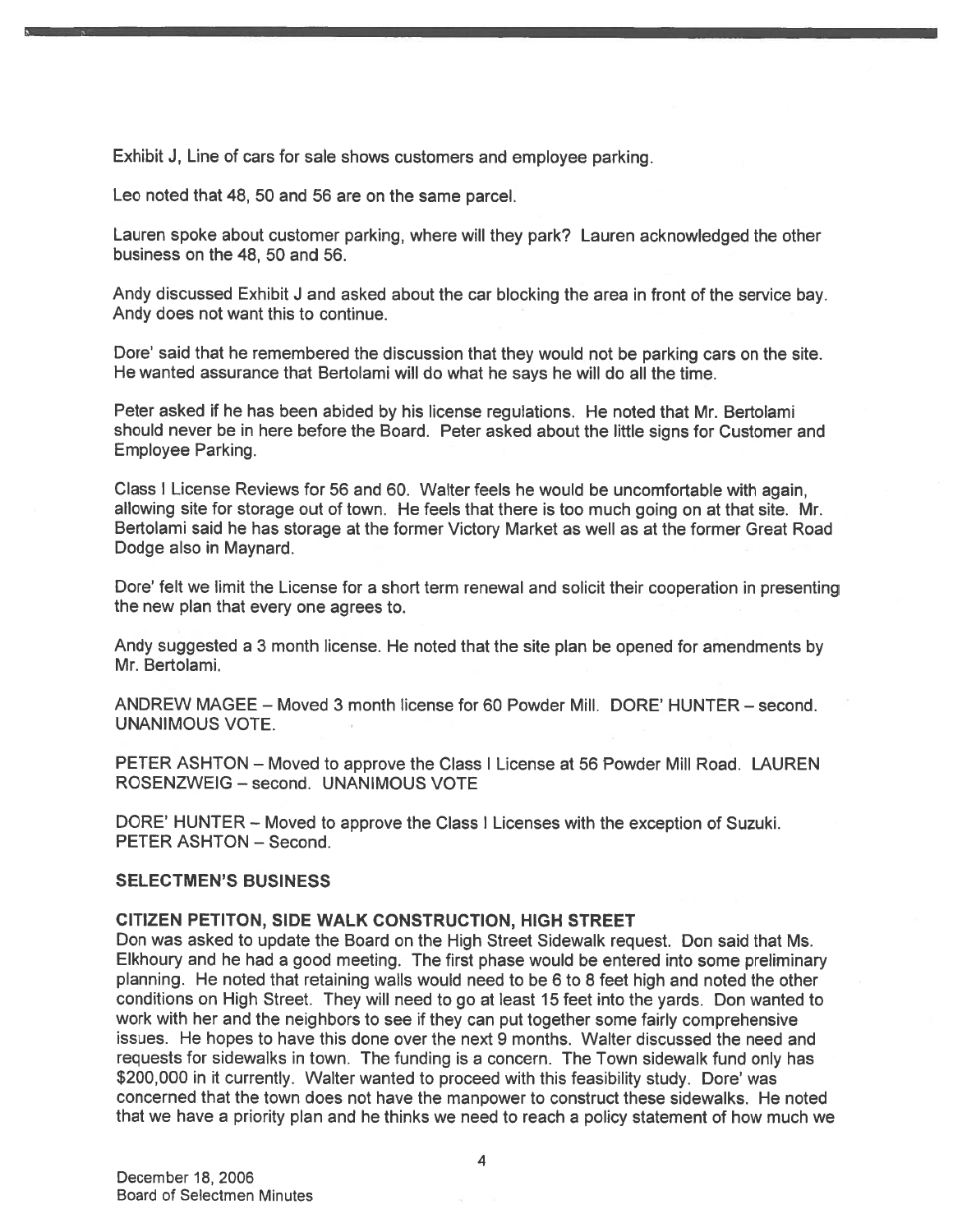Exhibit J, Line of cars for sale shows customers and employee parking.

Leo noted that 48, 50 and 56 are on the same parcel.

Lauren spoke about customer parking, where will they park? Lauren acknowledged the other business on the 48, 50 and 56.

Andy discussed Exhibit J and asked about the car blocking the area in front of the service bay. Andy does not want this to continue.

Dore' said that he remembered the discussion that they would not be parking cars on the site. He wanted assurance that Bertolami will do what he says he will do all the time.

Peter asked if he has been abided by his license regulations. He noted that Mr. Bertolami should never be in here before the Board. Peter asked about the little signs for Customer and Employee Parking.

Class I License Reviews for 56 and 60. Walter feels he would be uncomfortable with again, allowing site for storage out of town. He feels that there is too much going on at that site. Mr. Bertolami said he has storage at the former Victory Market as well as at the former Great Road Dodge also in Maynard.

Dore' felt we limit the License for a short term renewal and solicit their cooperation in presenting the new plan that every one agrees to.

Andy suggested a 3 month license. He noted that the site plan be opened for amendments by Mr. Bertolami.

ANDREW MAGEE – Moved 3 month license for 60 Powder Mill. DORE' HUNTER – second. UNANIMOUS VOTE.

PETER ASHTON – Moved to approve the Class I License at 56 Powder Mill Road. LAUREN ROSENZWEIG – second. UNANIMOUS VOTE

DORE' HUNTER – Moved to approve the Class I Licenses with the exception of Suzuki. PETER ASHTON – Second.

## SELECTMEN'S BUSINESS

### CITIZEN PETITON, SIDE WALK CONSTRUCTION, HIGH STREET

Don was asked to update the Board on the High Street Sidewalk request. Don said that Ms. Elkhoury and he had a good meeting. The first phase would be entered into some preliminary planning. He noted that retaining walls would need to be 6 to 8 feet high and noted the other conditions on High Street. They will need to go at least 15 feet into the yards. Don wanted to work with her and the neighbors to see if they can put together some fairly comprehensive issues. He hopes to have this done over the next 9 months. Walter discussed the need and requests for sidewalks in town. The funding is a concern. The Town sidewalk fund only has $200,000 in it currently. Walter wanted to proceed with this feasibility study. Dore' was concerned that the town does not have the manpower to construct these sidewalks. He noted that we have a priority plan and he thinks we need to reach a policy statement of how much we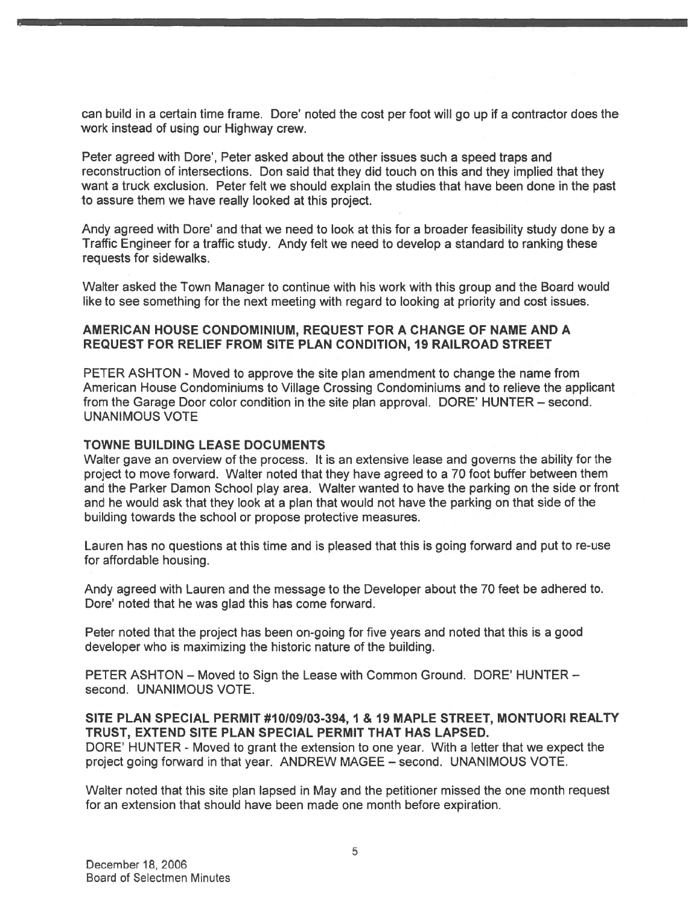can build in a certain time frame. Dore' noted the cost per foot will go up if a contractor does the work instead of using our Highway crew.

Peter agreed with Dore', Peter asked about the other issues such a speed traps and reconstruction of intersections. Don said that they did touch on this and they implied that they want a truck exclusion. Peter felt we should explain the studies that have been done in the past to assure them we have really looked at this project.

Andy agreed with Dore' and that we need to look at this for a broader feasibility study done by a Traffic Engineer for a traffic study. Andy felt we need to develop a standard to ranking these requests for sidewalks.

Walter asked the Town Manager to continue with his work with this group and the Board would like to see something for the next meeting with regard to looking at priority and cost issues.

**AMERICAN HOUSE CONDOMINIUM, REQUEST FOR A CHANGE OF NAME AND A REQUEST FOR RELIEF FROM SITE PLAN CONDITION, 19 RAILROAD STREET**

PETER ASHTON - Moved to approve the site plan amendment to change the name from American House Condominiums to Village Crossing Condominiums and to relieve the applicant from the Garage Door color condition in the site plan approval. DORE' HUNTER – second. UNANIMOUS VOTE

**TOWNE BUILDING LEASE DOCUMENTS**

Walter gave an overview of the process. It is an extensive lease and governs the ability for the project to move forward. Walter noted that they have agreed to a 70 foot buffer between them and the Parker Damon School play area. Walter wanted to have the parking on the side or front and he would ask that they look at a plan that would not have the parking on that side of the building towards the school or propose protective measures.

Lauren has no questions at this time and is pleased that this is going forward and put to re-use for affordable housing.

Andy agreed with Lauren and the message to the Developer about the 70 feet be adhered to. Dore' noted that he was glad this has come forward.

Peter noted that the project has been on-going for five years and noted that this is a good developer who is maximizing the historic nature of the building.

PETER ASHTON – Moved to Sign the Lease with Common Ground. DORE' HUNTER – second. UNANIMOUS VOTE.

**SITE PLAN SPECIAL PERMIT #10/09/03-394, 1 & 19 MAPLE STREET, MONTUORI REALTY TRUST, EXTEND SITE PLAN SPECIAL PERMIT THAT HAS LAPSED.**

DORE' HUNTER - Moved to grant the extension to one year. With a letter that we expect the project going forward in that year. ANDREW MAGEE – second. UNANIMOUS VOTE.

Walter noted that this site plan lapsed in May and the petitioner missed the one month request for an extension that should have been made one month before expiration.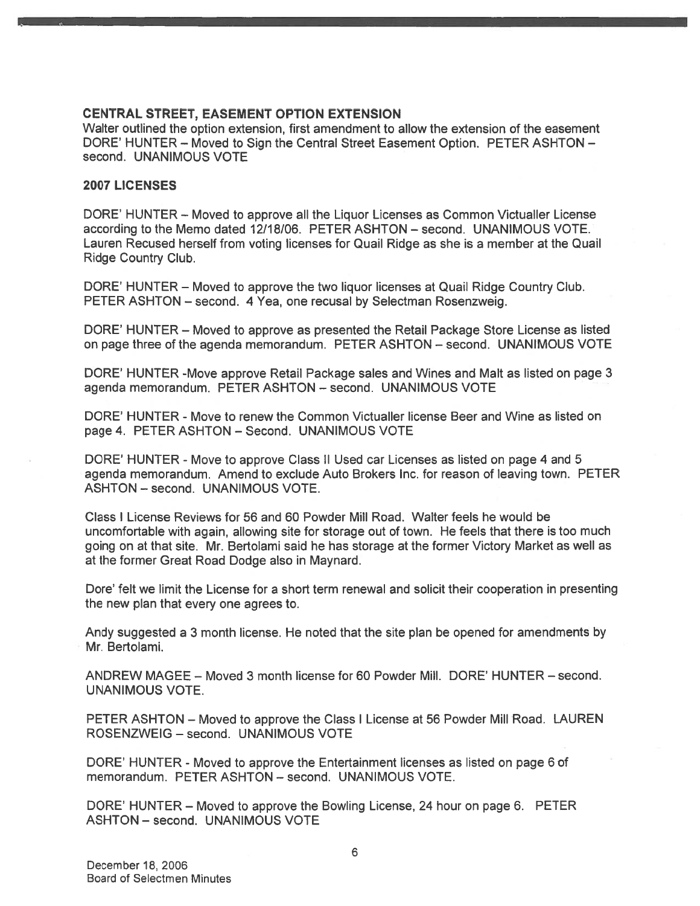### CENTRAL STREET, EASEMENT OPTION EXTENSION

Walter outlined the option extension, first amendment to allow the extension of the easement DORE' HUNTER – Moved to Sign the Central Street Easement Option. PETER ASHTON – second. UNANIMOUS VOTE

### 2007 LICENSES

DORE' HUNTER – Moved to approve all the Liquor Licenses as Common Victualler License according to the Memo dated 12/18/06. PETER ASHTON – second. UNANIMOUS VOTE. Lauren Recused herself from voting licenses for Quail Ridge as she is a member at the Quail Ridge Country Club.

DORE' HUNTER – Moved to approve the two liquor licenses at Quail Ridge Country Club. PETER ASHTON – second. 4 Yea, one recusal by Selectman Rosenzweig.

DORE' HUNTER – Moved to approve as presented the Retail Package Store License as listed on page three of the agenda memorandum. PETER ASHTON – second. UNANIMOUS VOTE

DORE' HUNTER -Move approve Retail Package sales and Wines and Malt as listed on page 3 agenda memorandum. PETER ASHTON – second. UNANIMOUS VOTE

DORE' HUNTER - Move to renew the Common Victualler license Beer and Wine as listed on page 4. PETER ASHTON – Second. UNANIMOUS VOTE

DORE' HUNTER - Move to approve Class II Used car Licenses as listed on page 4 and 5 agenda memorandum. Amend to exclude Auto Brokers Inc. for reason of leaving town. PETER ASHTON – second. UNANIMOUS VOTE.

Class I License Reviews for 56 and 60 Powder Mill Road. Walter feels he would be uncomfortable with again, allowing site for storage out of town. He feels that there is too much going on at that site. Mr. Bertolami said he has storage at the former Victory Market as well as at the former Great Road Dodge also in Maynard.

Dore' felt we limit the License for a short term renewal and solicit their cooperation in presenting the new plan that every one agrees to.

Andy suggested a 3 month license. He noted that the site plan be opened for amendments by Mr. Bertolami.

ANDREW MAGEE – Moved 3 month license for 60 Powder Mill. DORE' HUNTER – second. UNANIMOUS VOTE.

PETER ASHTON – Moved to approve the Class I License at 56 Powder Mill Road. LAUREN ROSENZWEIG – second. UNANIMOUS VOTE

DORE' HUNTER - Moved to approve the Entertainment licenses as listed on page 6 of memorandum. PETER ASHTON – second. UNANIMOUS VOTE.

DORE' HUNTER – Moved to approve the Bowling License, 24 hour on page 6. PETER ASHTON – second. UNANIMOUS VOTE

December 18, 2006
Board of Selectmen Minutes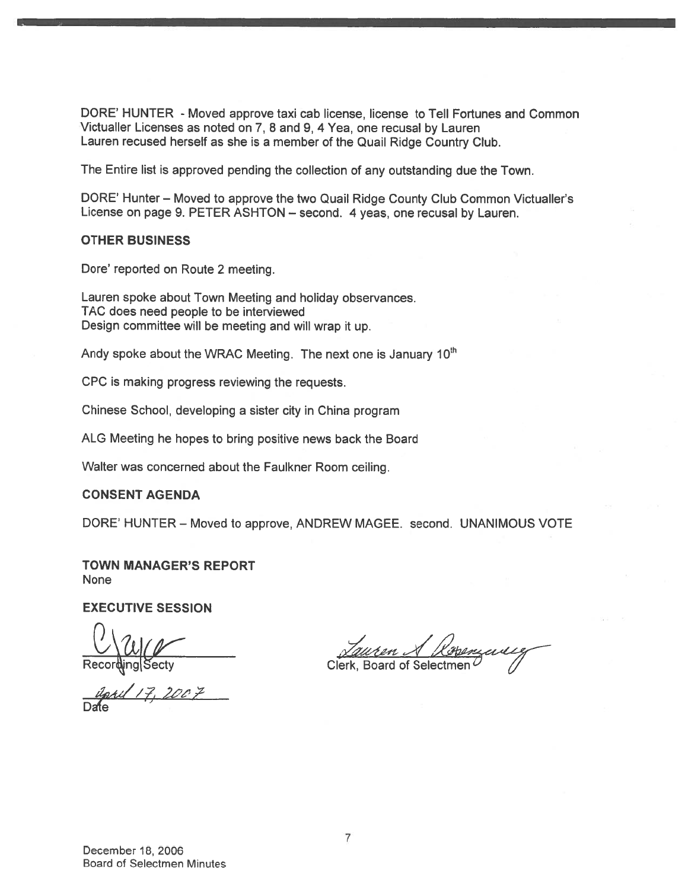DORE' HUNTER - Moved approve taxi cab license, license to Tell Fortunes and Common Victualler Licenses as noted on 7, 8 and 9, 4 Yea, one recusal by Lauren
Lauren recused herself as she is a member of the Quail Ridge Country Club.

The Entire list is approved pending the collection of any outstanding due the Town.

DORE' Hunter – Moved to approve the two Quail Ridge County Club Common Victualler's License on page 9. PETER ASHTON – second. 4 yeas, one recusal by Lauren.

**OTHER BUSINESS**

Dore' reported on Route 2 meeting.

Lauren spoke about Town Meeting and holiday observances.
TAC does need people to be interviewed
Design committee will be meeting and will wrap it up.

Andy spoke about the WRAC Meeting. The next one is January 10th

CPC is making progress reviewing the requests.

Chinese School, developing a sister city in China program

ALG Meeting he hopes to bring positive news back the Board

Walter was concerned about the Faulkner Room ceiling.

**CONSENT AGENDA**

DORE' HUNTER – Moved to approve, ANDREW MAGEE. second. UNANIMOUS VOTE

**TOWN MANAGER'S REPORT**
None

**EXECUTIVE SESSION**

Recording Secty

April 17, 2007
Date

Lauren S Rosenzweig
Clerk, Board of Selectmen

December 18, 2006
Board of Selectmen Minutes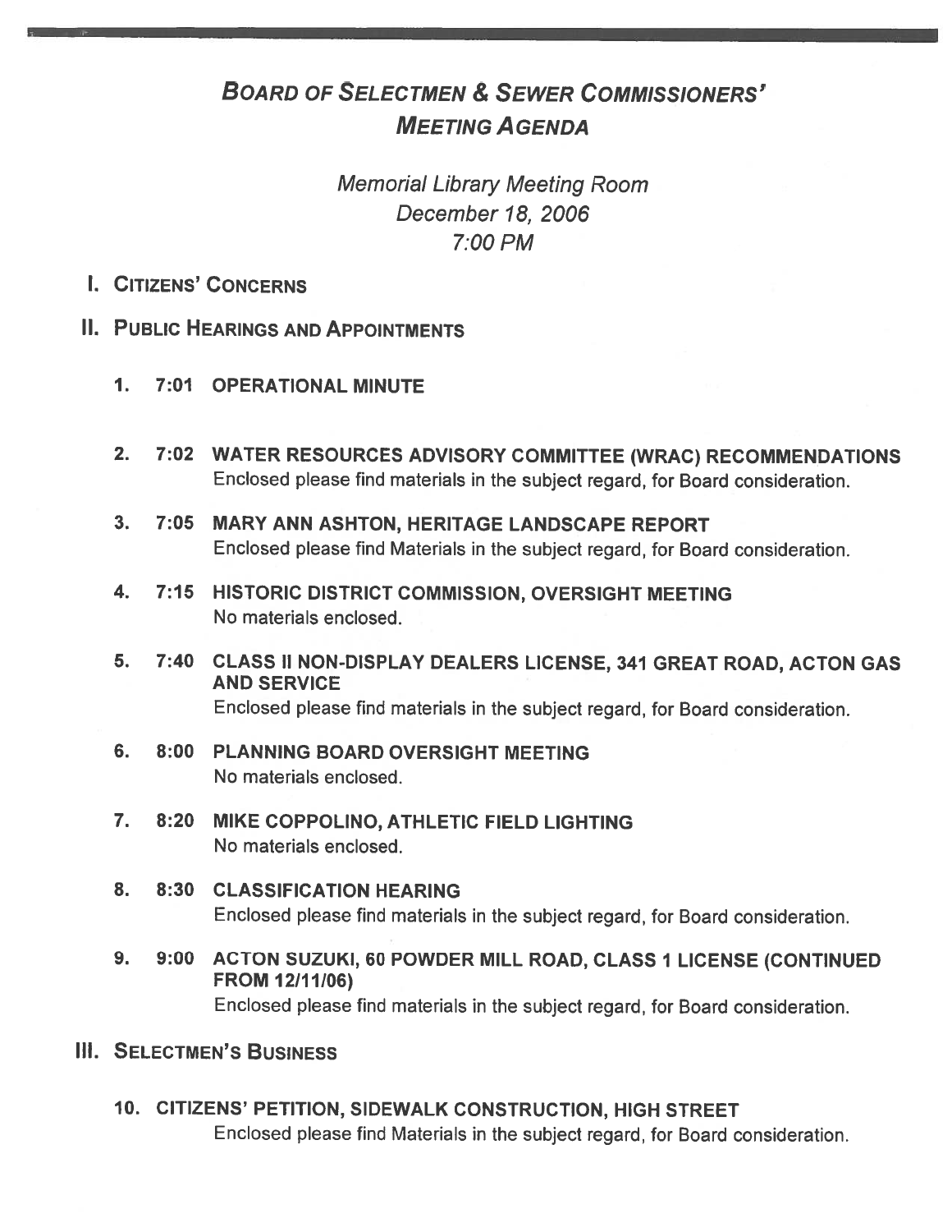# *BOARD OF SELECTMEN & SEWER COMMISSIONERS' MEETING AGENDA*

*Memorial Library Meeting Room*
*December 18, 2006*
*7:00 PM*

## I. CITIZENS' CONCERNS

## II. PUBLIC HEARINGS AND APPOINTMENTS

1. **7:01 OPERATIONAL MINUTE**

2. **7:02 WATER RESOURCES ADVISORY COMMITTEE (WRAC) RECOMMENDATIONS**
   Enclosed please find materials in the subject regard, for Board consideration.

3. **7:05 MARY ANN ASHTON, HERITAGE LANDSCAPE REPORT**
   Enclosed please find Materials in the subject regard, for Board consideration.

4. **7:15 HISTORIC DISTRICT COMMISSION, OVERSIGHT MEETING**
   No materials enclosed.

5. **7:40 CLASS II NON-DISPLAY DEALERS LICENSE, 341 GREAT ROAD, ACTON GAS AND SERVICE**
   Enclosed please find materials in the subject regard, for Board consideration.

6. **8:00 PLANNING BOARD OVERSIGHT MEETING**
   No materials enclosed.

7. **8:20 MIKE COPPOLINO, ATHLETIC FIELD LIGHTING**
   No materials enclosed.

8. **8:30 CLASSIFICATION HEARING**
   Enclosed please find materials in the subject regard, for Board consideration.

9. **9:00 ACTON SUZUKI, 60 POWDER MILL ROAD, CLASS 1 LICENSE (CONTINUED FROM 12/11/06)**
   Enclosed please find materials in the subject regard, for Board consideration.

## III. SELECTMEN'S BUSINESS

10. **CITIZENS' PETITION, SIDEWALK CONSTRUCTION, HIGH STREET**
    Enclosed please find Materials in the subject regard, for Board consideration.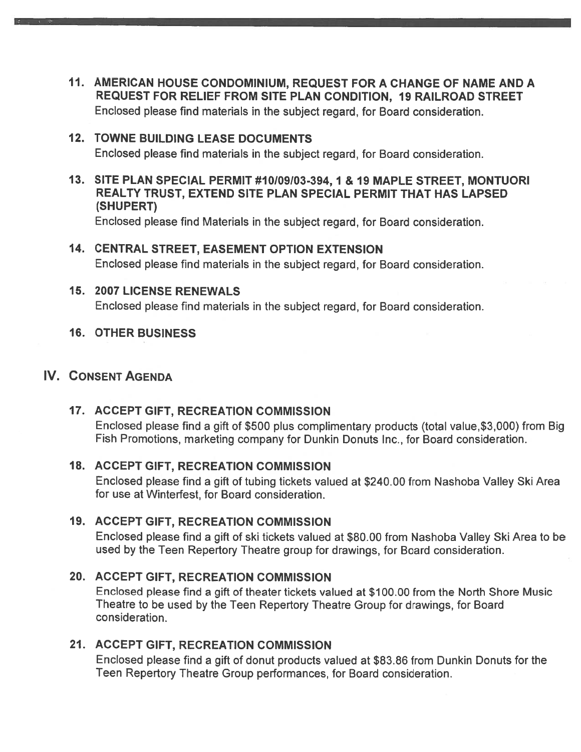### 11. AMERICAN HOUSE CONDOMINIUM, REQUEST FOR A CHANGE OF NAME AND A REQUEST FOR RELIEF FROM SITE PLAN CONDITION, 19 RAILROAD STREET

Enclosed please find materials in the subject regard, for Board consideration.

### 12. TOWNE BUILDING LEASE DOCUMENTS

Enclosed please find materials in the subject regard, for Board consideration.

### 13. SITE PLAN SPECIAL PERMIT #10/09/03-394, 1 & 19 MAPLE STREET, MONTUORI REALTY TRUST, EXTEND SITE PLAN SPECIAL PERMIT THAT HAS LAPSED (SHUPERT)

Enclosed please find Materials in the subject regard, for Board consideration.

### 14. CENTRAL STREET, EASEMENT OPTION EXTENSION

Enclosed please find materials in the subject regard, for Board consideration.

### 15. 2007 LICENSE RENEWALS

Enclosed please find materials in the subject regard, for Board consideration.

### 16. OTHER BUSINESS

## IV. CONSENT AGENDA

### 17. ACCEPT GIFT, RECREATION COMMISSION

Enclosed please find a gift of $500 plus complimentary products (total value,$3,000) from Big Fish Promotions, marketing company for Dunkin Donuts Inc., for Board consideration.

### 18. ACCEPT GIFT, RECREATION COMMISSION

Enclosed please find a gift of tubing tickets valued at $240.00 from Nashoba Valley Ski Area for use at Winterfest, for Board consideration.

### 19. ACCEPT GIFT, RECREATION COMMISSION

Enclosed please find a gift of ski tickets valued at $80.00 from Nashoba Valley Ski Area to be used by the Teen Repertory Theatre group for drawings, for Board consideration.

### 20. ACCEPT GIFT, RECREATION COMMISSION

Enclosed please find a gift of theater tickets valued at $100.00 from the North Shore Music Theatre to be used by the Teen Repertory Theatre Group for drawings, for Board consideration.

### 21. ACCEPT GIFT, RECREATION COMMISSION

Enclosed please find a gift of donut products valued at $83.86 from Dunkin Donuts for the Teen Repertory Theatre Group performances, for Board consideration.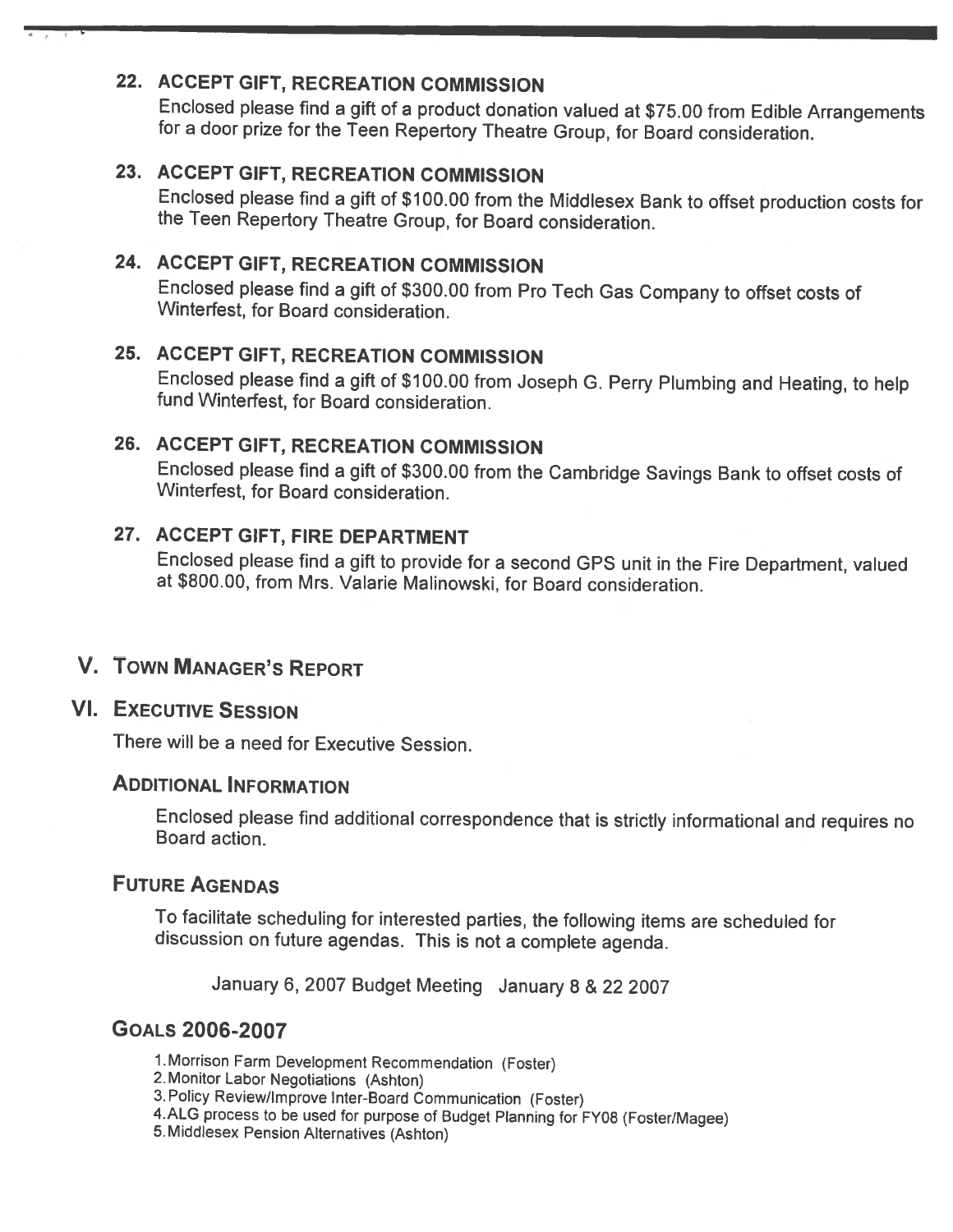## 22. ACCEPT GIFT, RECREATION COMMISSION

Enclosed please find a gift of a product donation valued at $75.00 from Edible Arrangements for a door prize for the Teen Repertory Theatre Group, for Board consideration.

## 23. ACCEPT GIFT, RECREATION COMMISSION

Enclosed please find a gift of $100.00 from the Middlesex Bank to offset production costs for the Teen Repertory Theatre Group, for Board consideration.

## 24. ACCEPT GIFT, RECREATION COMMISSION

Enclosed please find a gift of $300.00 from Pro Tech Gas Company to offset costs of Winterfest, for Board consideration.

## 25. ACCEPT GIFT, RECREATION COMMISSION

Enclosed please find a gift of $100.00 from Joseph G. Perry Plumbing and Heating, to help fund Winterfest, for Board consideration.

## 26. ACCEPT GIFT, RECREATION COMMISSION

Enclosed please find a gift of $300.00 from the Cambridge Savings Bank to offset costs of Winterfest, for Board consideration.

## 27. ACCEPT GIFT, FIRE DEPARTMENT

Enclosed please find a gift to provide for a second GPS unit in the Fire Department, valued at $800.00, from Mrs. Valarie Malinowski, for Board consideration.

# V. TOWN MANAGER'S REPORT

# VI. EXECUTIVE SESSION

There will be a need for Executive Session.

## ADDITIONAL INFORMATION

Enclosed please find additional correspondence that is strictly informational and requires no Board action.

## FUTURE AGENDAS

To facilitate scheduling for interested parties, the following items are scheduled for discussion on future agendas. This is not a complete agenda.

January 6, 2007 Budget Meeting January 8 & 22 2007

## GOALS 2006-2007

1. Morrison Farm Development Recommendation (Foster)
2. Monitor Labor Negotiations (Ashton)
3. Policy Review/Improve Inter-Board Communication (Foster)
4. ALG process to be used for purpose of Budget Planning for FY08 (Foster/Magee)
5. Middlesex Pension Alternatives (Ashton)